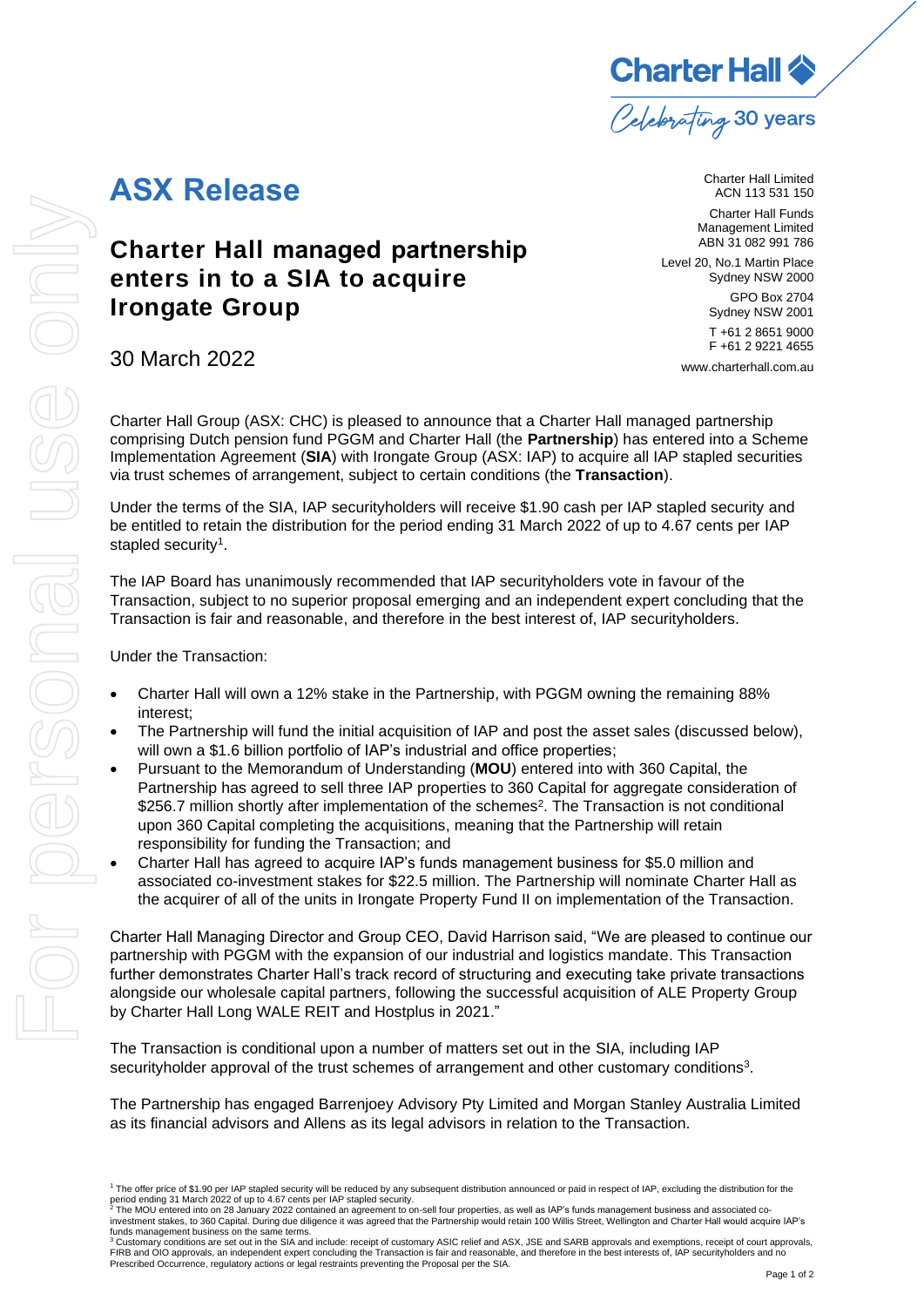# ASX Release

Charter Hall Limited
ACN 113 531 150

Charter Hall Funds Management Limited
ABN 31 082 991 786

Level 20, No.1 Martin Place
Sydney NSW 2000

GPO Box 2704
Sydney NSW 2001

T +61 2 8651 9000
F +61 2 9221 4655

www.charterhall.com.au

## Charter Hall managed partnership enters in to a SIA to acquire Irongate Group

30 March 2022

Charter Hall Group (ASX: CHC) is pleased to announce that a Charter Hall managed partnership comprising Dutch pension fund PGGM and Charter Hall (the **Partnership**) has entered into a Scheme Implementation Agreement (**SIA**) with Irongate Group (ASX: IAP) to acquire all IAP stapled securities via trust schemes of arrangement, subject to certain conditions (the **Transaction**).

Under the terms of the SIA, IAP securityholders will receive $1.90 cash per IAP stapled security and be entitled to retain the distribution for the period ending 31 March 2022 of up to 4.67 cents per IAP stapled security[1].

The IAP Board has unanimously recommended that IAP securityholders vote in favour of the Transaction, subject to no superior proposal emerging and an independent expert concluding that the Transaction is fair and reasonable, and therefore in the best interest of, IAP securityholders.

Under the Transaction:

- Charter Hall will own a 12% stake in the Partnership, with PGGM owning the remaining 88% interest;
- The Partnership will fund the initial acquisition of IAP and post the asset sales (discussed below), will own a $1.6 billion portfolio of IAP's industrial and office properties;
- Pursuant to the Memorandum of Understanding (**MOU**) entered into with 360 Capital, the Partnership has agreed to sell three IAP properties to 360 Capital for aggregate consideration of $256.7 million shortly after implementation of the schemes[2]. The Transaction is not conditional upon 360 Capital completing the acquisitions, meaning that the Partnership will retain responsibility for funding the Transaction; and
- Charter Hall has agreed to acquire IAP's funds management business for $5.0 million and associated co-investment stakes for $22.5 million. The Partnership will nominate Charter Hall as the acquirer of all of the units in Irongate Property Fund II on implementation of the Transaction.

Charter Hall Managing Director and Group CEO, David Harrison said, "We are pleased to continue our partnership with PGGM with the expansion of our industrial and logistics mandate. This Transaction further demonstrates Charter Hall's track record of structuring and executing take private transactions alongside our wholesale capital partners, following the successful acquisition of ALE Property Group by Charter Hall Long WALE REIT and Hostplus in 2021."

The Transaction is conditional upon a number of matters set out in the SIA, including IAP securityholder approval of the trust schemes of arrangement and other customary conditions[3].

The Partnership has engaged Barrenjoey Advisory Pty Limited and Morgan Stanley Australia Limited as its financial advisors and Allens as its legal advisors in relation to the Transaction.

[1] The offer price of $1.90 per IAP stapled security will be reduced by any subsequent distribution announced or paid in respect of IAP, excluding the distribution for the period ending 31 March 2022 of up to 4.67 cents per IAP stapled security.
[2] The MOU entered into on 28 January 2022 contained an agreement to on-sell four properties, as well as IAP's funds management business and associated co-investment stakes, to 360 Capital. During due diligence it was agreed that the Partnership would retain 100 Willis Street, Wellington and Charter Hall would acquire IAP's funds management business on the same terms.
[3] Customary conditions are set out in the SIA and include: receipt of customary ASIC relief and ASX, JSE and SARB approvals and exemptions, receipt of court approvals, FIRB and OIO approvals, an independent expert concluding the Transaction is fair and reasonable, and therefore in the best interests of, IAP securityholders and no Prescribed Occurrence, regulatory actions or legal restraints preventing the Proposal per the SIA.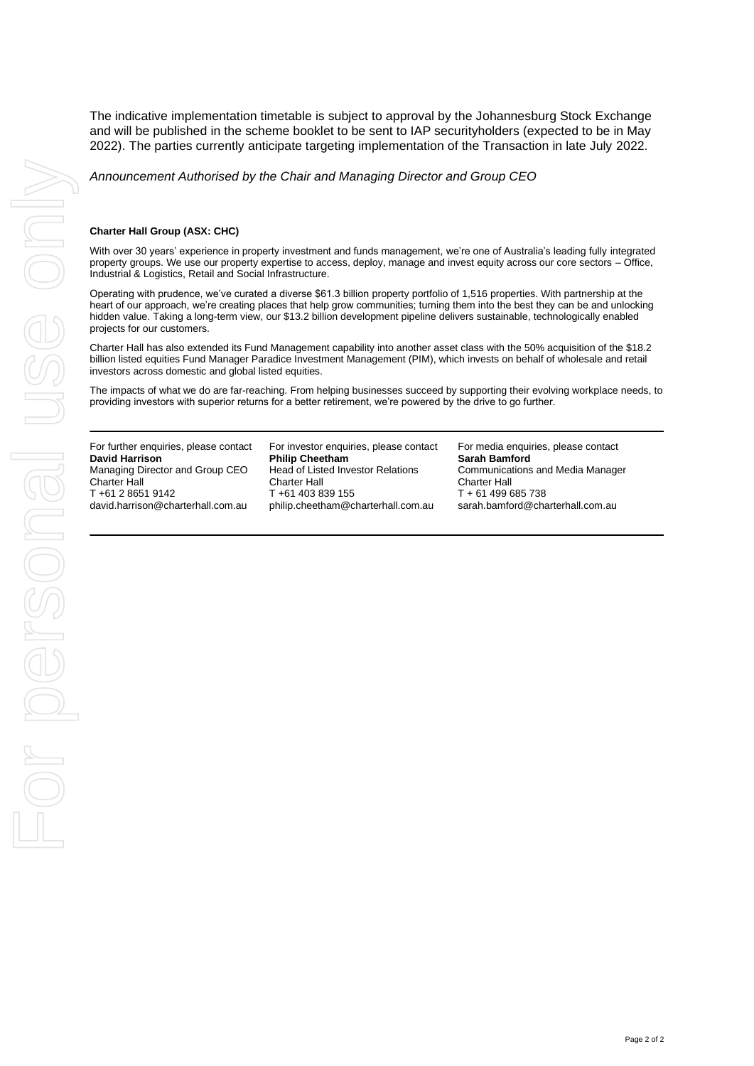The indicative implementation timetable is subject to approval by the Johannesburg Stock Exchange and will be published in the scheme booklet to be sent to IAP securityholders (expected to be in May 2022). The parties currently anticipate targeting implementation of the Transaction in late July 2022.

*Announcement Authorised by the Chair and Managing Director and Group CEO*

**Charter Hall Group (ASX: CHC)**

With over 30 years' experience in property investment and funds management, we're one of Australia's leading fully integrated property groups. We use our property expertise to access, deploy, manage and invest equity across our core sectors – Office, Industrial & Logistics, Retail and Social Infrastructure.

Operating with prudence, we've curated a diverse $61.3 billion property portfolio of 1,516 properties. With partnership at the heart of our approach, we're creating places that help grow communities; turning them into the best they can be and unlocking hidden value. Taking a long-term view, our $13.2 billion development pipeline delivers sustainable, technologically enabled projects for our customers.

Charter Hall has also extended its Fund Management capability into another asset class with the 50% acquisition of the $18.2 billion listed equities Fund Manager Paradice Investment Management (PIM), which invests on behalf of wholesale and retail investors across domestic and global listed equities.

The impacts of what we do are far-reaching. From helping businesses succeed by supporting their evolving workplace needs, to providing investors with superior returns for a better retirement, we're powered by the drive to go further.

---

For further enquiries, please contact
**David Harrison**
Managing Director and Group CEO
Charter Hall
T +61 2 8651 9142
david.harrison@charterhall.com.au

For investor enquiries, please contact
**Philip Cheetham**
Head of Listed Investor Relations
Charter Hall
T +61 403 839 155
philip.cheetham@charterhall.com.au

For media enquiries, please contact
**Sarah Bamford**
Communications and Media Manager
Charter Hall
T + 61 499 685 738
sarah.bamford@charterhall.com.au

---